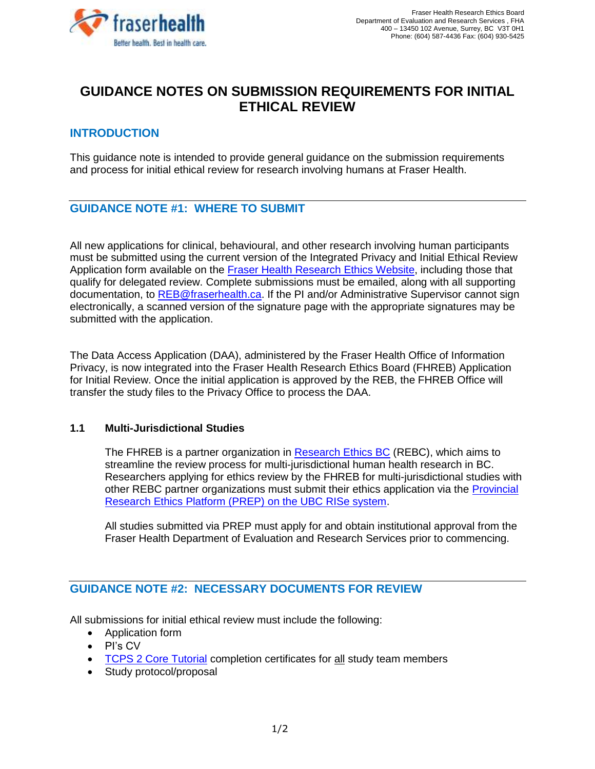Fraser Health Research Ethics Board
Department of Evaluation and Research Services , FHA
400 – 13450 102 Avenue, Surrey, BC V3T 0H1
Phone: (604) 587-4436 Fax: (604) 930-5425

# GUIDANCE NOTES ON SUBMISSION REQUIREMENTS FOR INITIAL ETHICAL REVIEW

## INTRODUCTION

This guidance note is intended to provide general guidance on the submission requirements and process for initial ethical review for research involving humans at Fraser Health.

## GUIDANCE NOTE #1: WHERE TO SUBMIT

All new applications for clinical, behavioural, and other research involving human participants must be submitted using the current version of the Integrated Privacy and Initial Ethical Review Application form available on the Fraser Health Research Ethics Website, including those that qualify for delegated review. Complete submissions must be emailed, along with all supporting documentation, to REB@fraserhealth.ca. If the PI and/or Administrative Supervisor cannot sign electronically, a scanned version of the signature page with the appropriate signatures may be submitted with the application.

The Data Access Application (DAA), administered by the Fraser Health Office of Information Privacy, is now integrated into the Fraser Health Research Ethics Board (FHREB) Application for Initial Review. Once the initial application is approved by the REB, the FHREB Office will transfer the study files to the Privacy Office to process the DAA.

### 1.1 Multi-Jurisdictional Studies

The FHREB is a partner organization in Research Ethics BC (REBC), which aims to streamline the review process for multi-jurisdictional human health research in BC. Researchers applying for ethics review by the FHREB for multi-jurisdictional studies with other REBC partner organizations must submit their ethics application via the Provincial Research Ethics Platform (PREP) on the UBC RISe system.

All studies submitted via PREP must apply for and obtain institutional approval from the Fraser Health Department of Evaluation and Research Services prior to commencing.

## GUIDANCE NOTE #2: NECESSARY DOCUMENTS FOR REVIEW

All submissions for initial ethical review must include the following:

- Application form
- PI's CV
- TCPS 2 Core Tutorial completion certificates for all study team members
- Study protocol/proposal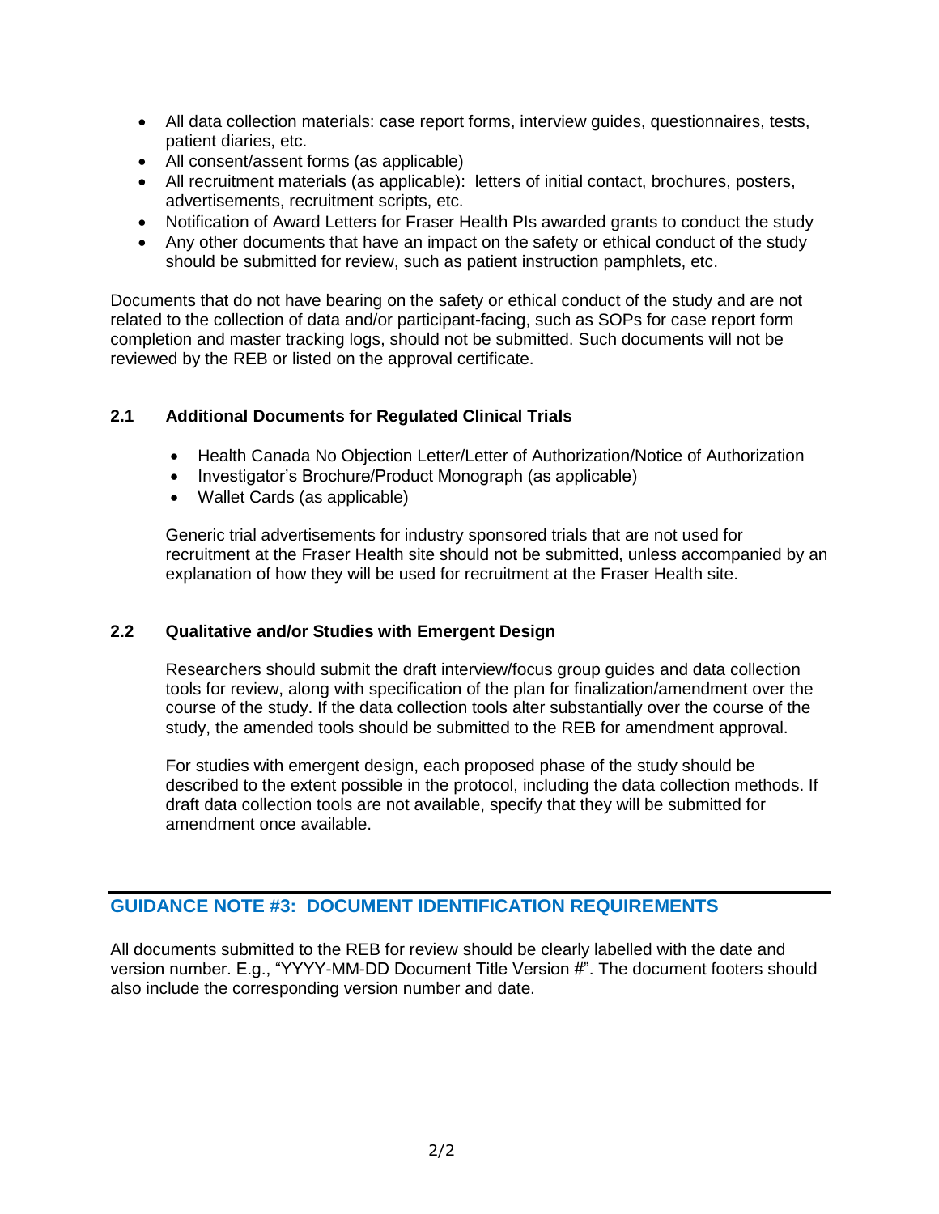- All data collection materials: case report forms, interview guides, questionnaires, tests, patient diaries, etc.
- All consent/assent forms (as applicable)
- All recruitment materials (as applicable): letters of initial contact, brochures, posters, advertisements, recruitment scripts, etc.
- Notification of Award Letters for Fraser Health PIs awarded grants to conduct the study
- Any other documents that have an impact on the safety or ethical conduct of the study should be submitted for review, such as patient instruction pamphlets, etc.

Documents that do not have bearing on the safety or ethical conduct of the study and are not related to the collection of data and/or participant-facing, such as SOPs for case report form completion and master tracking logs, should not be submitted. Such documents will not be reviewed by the REB or listed on the approval certificate.

### 2.1 Additional Documents for Regulated Clinical Trials

- Health Canada No Objection Letter/Letter of Authorization/Notice of Authorization
- Investigator's Brochure/Product Monograph (as applicable)
- Wallet Cards (as applicable)

Generic trial advertisements for industry sponsored trials that are not used for recruitment at the Fraser Health site should not be submitted, unless accompanied by an explanation of how they will be used for recruitment at the Fraser Health site.

### 2.2 Qualitative and/or Studies with Emergent Design

Researchers should submit the draft interview/focus group guides and data collection tools for review, along with specification of the plan for finalization/amendment over the course of the study. If the data collection tools alter substantially over the course of the study, the amended tools should be submitted to the REB for amendment approval.

For studies with emergent design, each proposed phase of the study should be described to the extent possible in the protocol, including the data collection methods. If draft data collection tools are not available, specify that they will be submitted for amendment once available.

## GUIDANCE NOTE #3: DOCUMENT IDENTIFICATION REQUIREMENTS

All documents submitted to the REB for review should be clearly labelled with the date and version number. E.g., "YYYY-MM-DD Document Title Version #". The document footers should also include the corresponding version number and date.